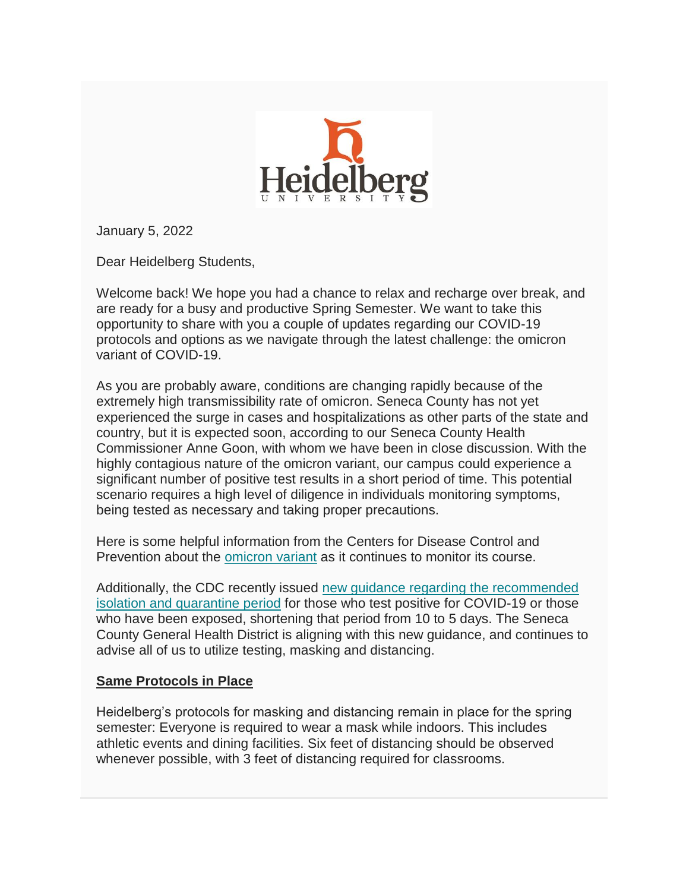Heidelberg University

January 5, 2022

Dear Heidelberg Students,

Welcome back! We hope you had a chance to relax and recharge over break, and are ready for a busy and productive Spring Semester. We want to take this opportunity to share with you a couple of updates regarding our COVID-19 protocols and options as we navigate through the latest challenge: the omicron variant of COVID-19.

As you are probably aware, conditions are changing rapidly because of the extremely high transmissibility rate of omicron. Seneca County has not yet experienced the surge in cases and hospitalizations as other parts of the state and country, but it is expected soon, according to our Seneca County Health Commissioner Anne Goon, with whom we have been in close discussion. With the highly contagious nature of the omicron variant, our campus could experience a significant number of positive test results in a short period of time. This potential scenario requires a high level of diligence in individuals monitoring symptoms, being tested as necessary and taking proper precautions.

Here is some helpful information from the Centers for Disease Control and Prevention about the omicron variant as it continues to monitor its course.

Additionally, the CDC recently issued new guidance regarding the recommended isolation and quarantine period for those who test positive for COVID-19 or those who have been exposed, shortening that period from 10 to 5 days. The Seneca County General Health District is aligning with this new guidance, and continues to advise all of us to utilize testing, masking and distancing.

## Same Protocols in Place

Heidelberg's protocols for masking and distancing remain in place for the spring semester: Everyone is required to wear a mask while indoors. This includes athletic events and dining facilities. Six feet of distancing should be observed whenever possible, with 3 feet of distancing required for classrooms.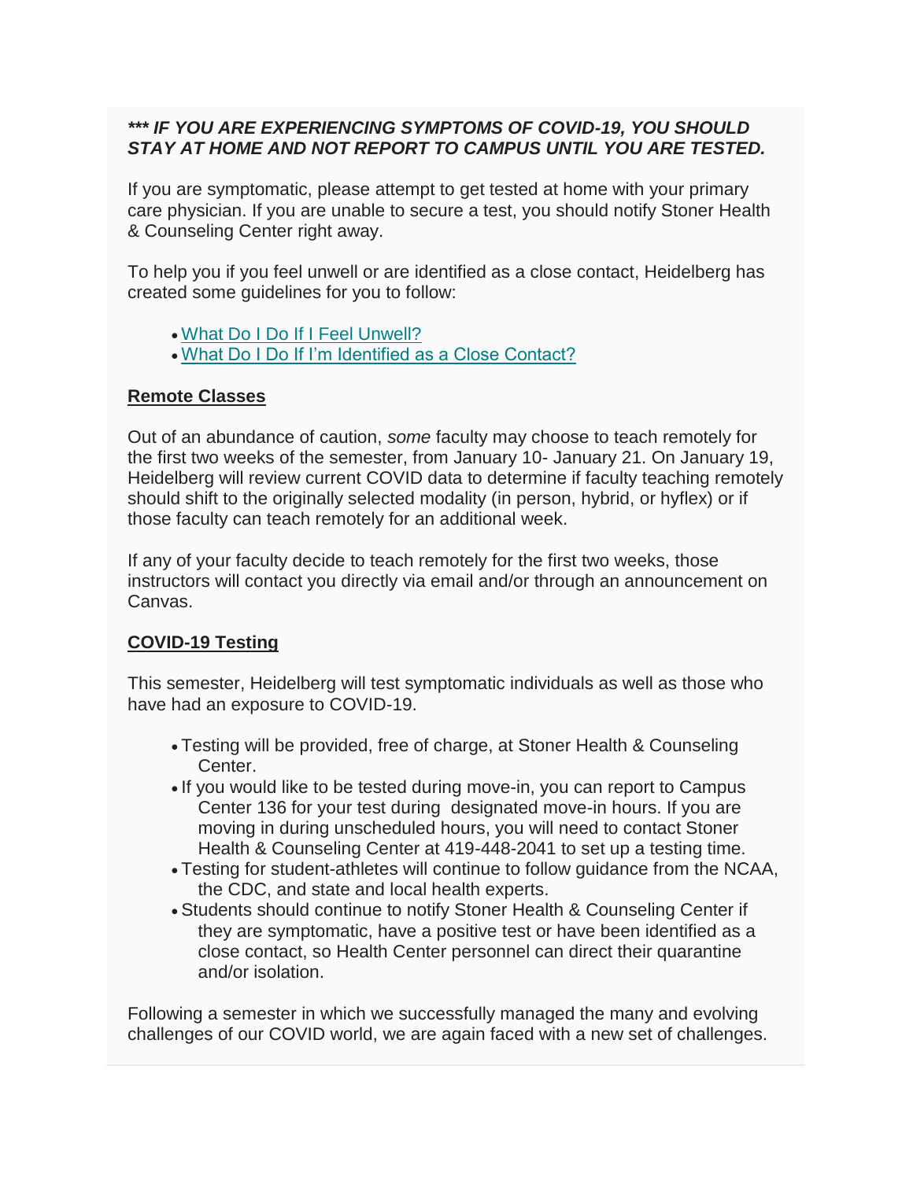***\*\*\* IF YOU ARE EXPERIENCING SYMPTOMS OF COVID-19, YOU SHOULD STAY AT HOME AND NOT REPORT TO CAMPUS UNTIL YOU ARE TESTED.***

If you are symptomatic, please attempt to get tested at home with your primary care physician. If you are unable to secure a test, you should notify Stoner Health & Counseling Center right away.

To help you if you feel unwell or are identified as a close contact, Heidelberg has created some guidelines for you to follow:

- What Do I Do If I Feel Unwell?
- What Do I Do If I'm Identified as a Close Contact?

**Remote Classes**

Out of an abundance of caution, *some* faculty may choose to teach remotely for the first two weeks of the semester, from January 10- January 21. On January 19, Heidelberg will review current COVID data to determine if faculty teaching remotely should shift to the originally selected modality (in person, hybrid, or hyflex) or if those faculty can teach remotely for an additional week.

If any of your faculty decide to teach remotely for the first two weeks, those instructors will contact you directly via email and/or through an announcement on Canvas.

**COVID-19 Testing**

This semester, Heidelberg will test symptomatic individuals as well as those who have had an exposure to COVID-19.

- Testing will be provided, free of charge, at Stoner Health & Counseling Center.
- If you would like to be tested during move-in, you can report to Campus Center 136 for your test during designated move-in hours. If you are moving in during unscheduled hours, you will need to contact Stoner Health & Counseling Center at 419-448-2041 to set up a testing time.
- Testing for student-athletes will continue to follow guidance from the NCAA, the CDC, and state and local health experts.
- Students should continue to notify Stoner Health & Counseling Center if they are symptomatic, have a positive test or have been identified as a close contact, so Health Center personnel can direct their quarantine and/or isolation.

Following a semester in which we successfully managed the many and evolving challenges of our COVID world, we are again faced with a new set of challenges.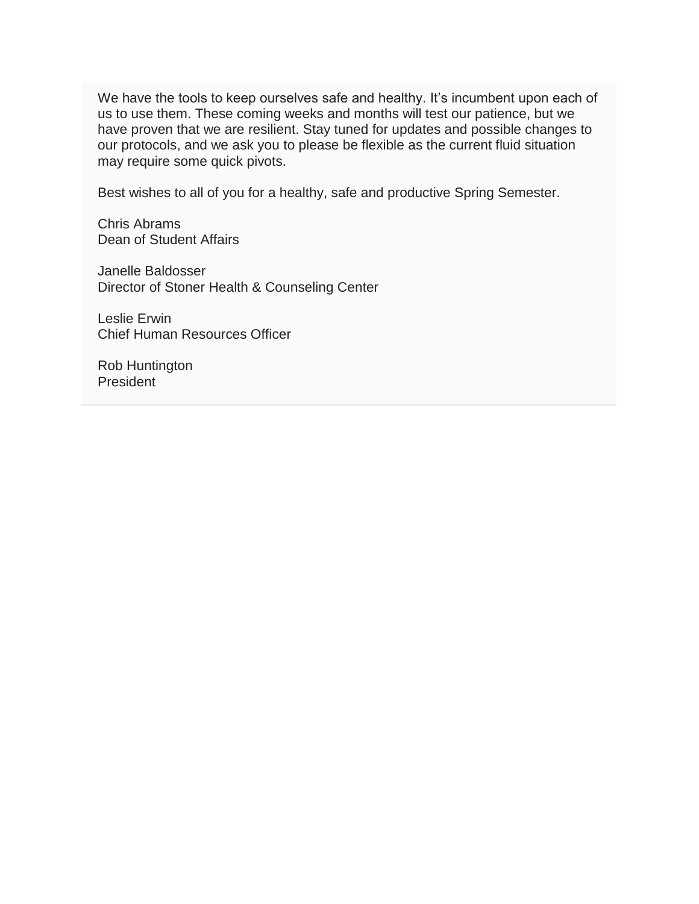We have the tools to keep ourselves safe and healthy. It's incumbent upon each of us to use them. These coming weeks and months will test our patience, but we have proven that we are resilient. Stay tuned for updates and possible changes to our protocols, and we ask you to please be flexible as the current fluid situation may require some quick pivots.

Best wishes to all of you for a healthy, safe and productive Spring Semester.

Chris Abrams  
Dean of Student Affairs

Janelle Baldosser  
Director of Stoner Health & Counseling Center

Leslie Erwin  
Chief Human Resources Officer

Rob Huntington  
President